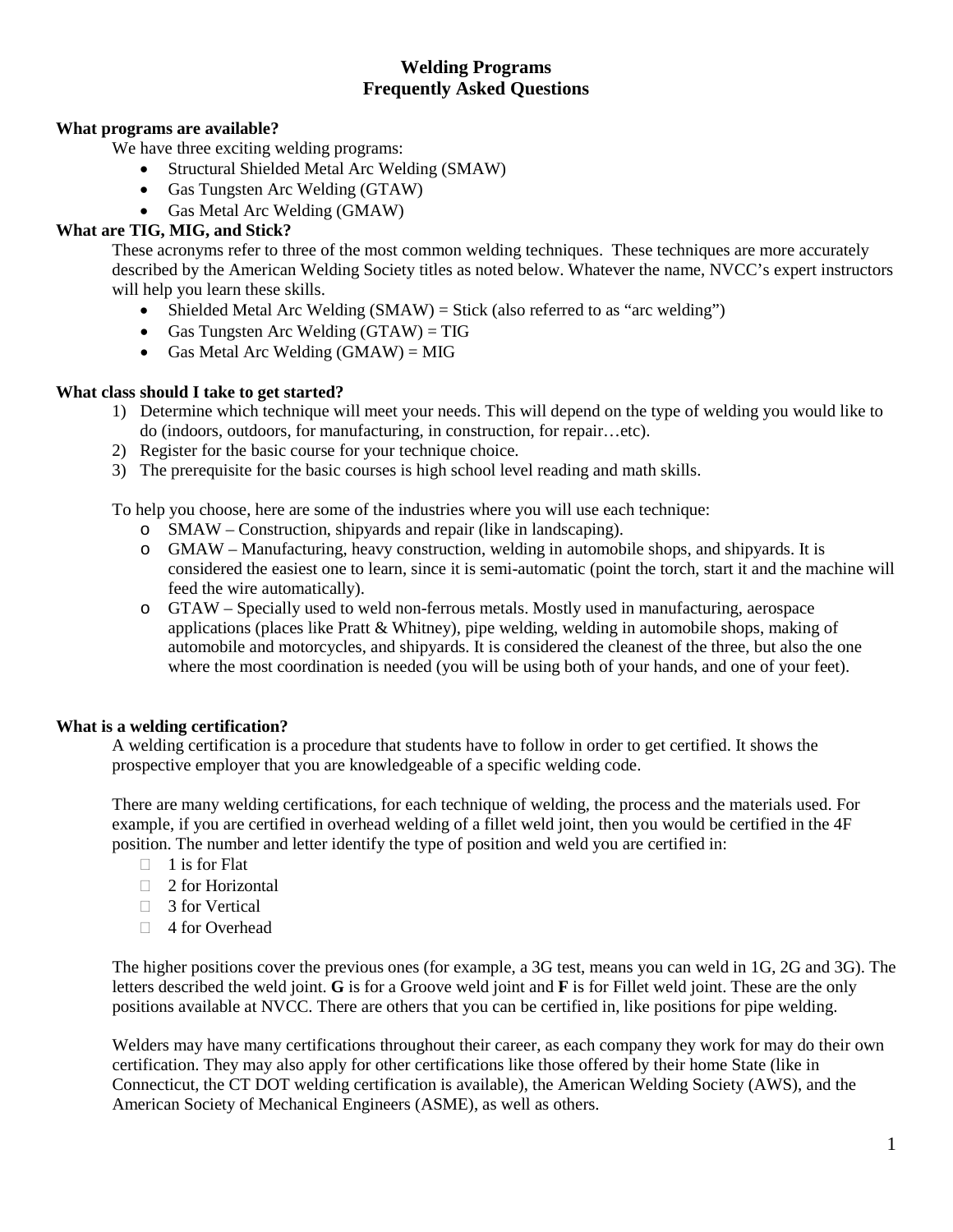# Welding Programs
# Frequently Asked Questions

**What programs are available?**

We have three exciting welding programs:

- Structural Shielded Metal Arc Welding (SMAW)
- Gas Tungsten Arc Welding (GTAW)
- Gas Metal Arc Welding (GMAW)

**What are TIG, MIG, and Stick?**

These acronyms refer to three of the most common welding techniques. These techniques are more accurately described by the American Welding Society titles as noted below. Whatever the name, NVCC's expert instructors will help you learn these skills.

- Shielded Metal Arc Welding (SMAW) = Stick (also referred to as "arc welding")
- Gas Tungsten Arc Welding (GTAW) = TIG
- Gas Metal Arc Welding (GMAW) = MIG

**What class should I take to get started?**

1) Determine which technique will meet your needs. This will depend on the type of welding you would like to do (indoors, outdoors, for manufacturing, in construction, for repair…etc).
2) Register for the basic course for your technique choice.
3) The prerequisite for the basic courses is high school level reading and math skills.

To help you choose, here are some of the industries where you will use each technique:

- SMAW – Construction, shipyards and repair (like in landscaping).
- GMAW – Manufacturing, heavy construction, welding in automobile shops, and shipyards. It is considered the easiest one to learn, since it is semi-automatic (point the torch, start it and the machine will feed the wire automatically).
- GTAW – Specially used to weld non-ferrous metals. Mostly used in manufacturing, aerospace applications (places like Pratt & Whitney), pipe welding, welding in automobile shops, making of automobile and motorcycles, and shipyards. It is considered the cleanest of the three, but also the one where the most coordination is needed (you will be using both of your hands, and one of your feet).

**What is a welding certification?**

A welding certification is a procedure that students have to follow in order to get certified. It shows the prospective employer that you are knowledgeable of a specific welding code.

There are many welding certifications, for each technique of welding, the process and the materials used. For example, if you are certified in overhead welding of a fillet weld joint, then you would be certified in the 4F position. The number and letter identify the type of position and weld you are certified in:

- 1 is for Flat
- 2 for Horizontal
- 3 for Vertical
- 4 for Overhead

The higher positions cover the previous ones (for example, a 3G test, means you can weld in 1G, 2G and 3G). The letters described the weld joint. **G** is for a Groove weld joint and **F** is for Fillet weld joint. These are the only positions available at NVCC. There are others that you can be certified in, like positions for pipe welding.

Welders may have many certifications throughout their career, as each company they work for may do their own certification. They may also apply for other certifications like those offered by their home State (like in Connecticut, the CT DOT welding certification is available), the American Welding Society (AWS), and the American Society of Mechanical Engineers (ASME), as well as others.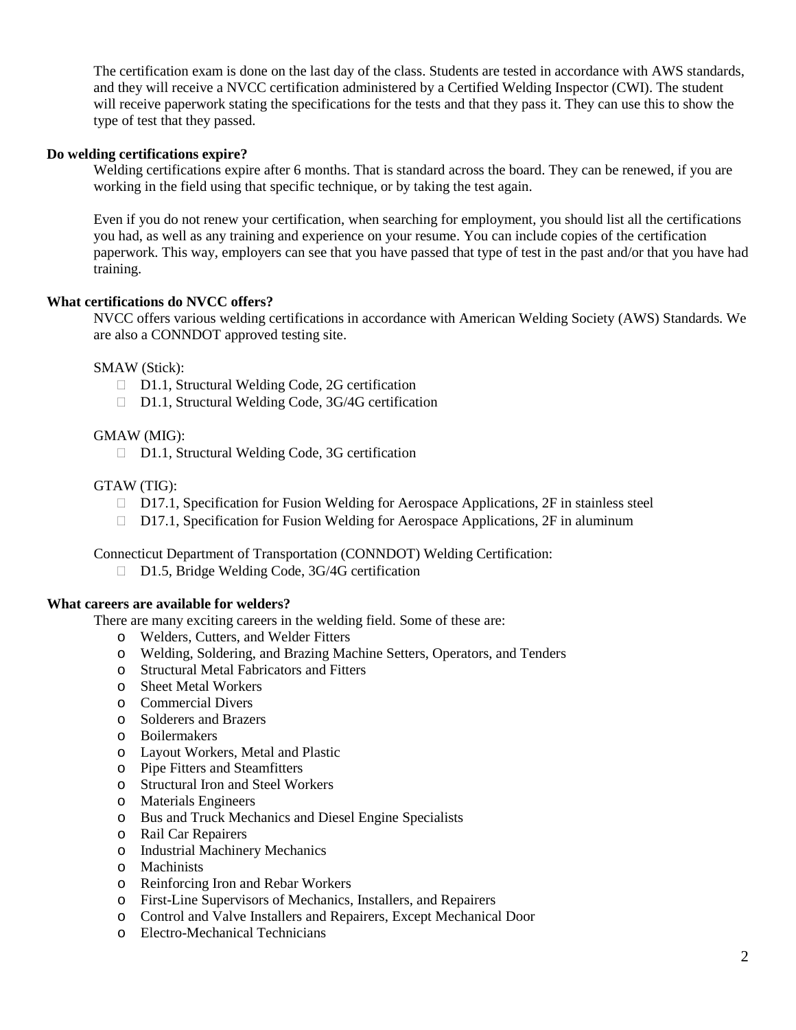The certification exam is done on the last day of the class. Students are tested in accordance with AWS standards, and they will receive a NVCC certification administered by a Certified Welding Inspector (CWI). The student will receive paperwork stating the specifications for the tests and that they pass it. They can use this to show the type of test that they passed.

**Do welding certifications expire?**

Welding certifications expire after 6 months. That is standard across the board. They can be renewed, if you are working in the field using that specific technique, or by taking the test again.

Even if you do not renew your certification, when searching for employment, you should list all the certifications you had, as well as any training and experience on your resume. You can include copies of the certification paperwork. This way, employers can see that you have passed that type of test in the past and/or that you have had training.

**What certifications do NVCC offers?**

NVCC offers various welding certifications in accordance with American Welding Society (AWS) Standards. We are also a CONNDOT approved testing site.

SMAW (Stick):

- D1.1, Structural Welding Code, 2G certification
- D1.1, Structural Welding Code, 3G/4G certification

GMAW (MIG):

- D1.1, Structural Welding Code, 3G certification

GTAW (TIG):

- D17.1, Specification for Fusion Welding for Aerospace Applications, 2F in stainless steel
- D17.1, Specification for Fusion Welding for Aerospace Applications, 2F in aluminum

Connecticut Department of Transportation (CONNDOT) Welding Certification:

- D1.5, Bridge Welding Code, 3G/4G certification

**What careers are available for welders?**

There are many exciting careers in the welding field. Some of these are:

- Welders, Cutters, and Welder Fitters
- Welding, Soldering, and Brazing Machine Setters, Operators, and Tenders
- Structural Metal Fabricators and Fitters
- Sheet Metal Workers
- Commercial Divers
- Solderers and Brazers
- Boilermakers
- Layout Workers, Metal and Plastic
- Pipe Fitters and Steamfitters
- Structural Iron and Steel Workers
- Materials Engineers
- Bus and Truck Mechanics and Diesel Engine Specialists
- Rail Car Repairers
- Industrial Machinery Mechanics
- Machinists
- Reinforcing Iron and Rebar Workers
- First-Line Supervisors of Mechanics, Installers, and Repairers
- Control and Valve Installers and Repairers, Except Mechanical Door
- Electro-Mechanical Technicians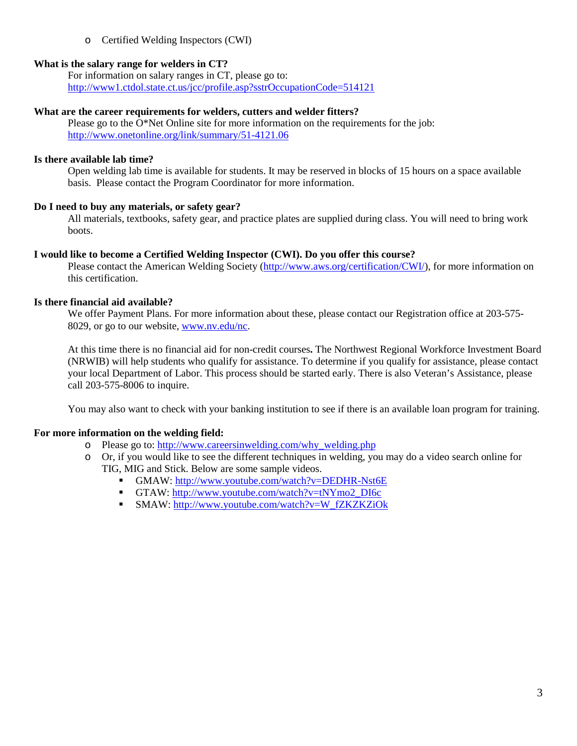- Certified Welding Inspectors (CWI)

**What is the salary range for welders in CT?**

For information on salary ranges in CT, please go to: http://www1.ctdol.state.ct.us/jcc/profile.asp?sstrOccupationCode=514121

**What are the career requirements for welders, cutters and welder fitters?**

Please go to the O*Net Online site for more information on the requirements for the job: http://www.onetonline.org/link/summary/51-4121.06

**Is there available lab time?**

Open welding lab time is available for students. It may be reserved in blocks of 15 hours on a space available basis. Please contact the Program Coordinator for more information.

**Do I need to buy any materials, or safety gear?**

All materials, textbooks, safety gear, and practice plates are supplied during class. You will need to bring work boots.

**I would like to become a Certified Welding Inspector (CWI). Do you offer this course?**

Please contact the American Welding Society (http://www.aws.org/certification/CWI/), for more information on this certification.

**Is there financial aid available?**

We offer Payment Plans. For more information about these, please contact our Registration office at 203-575-8029, or go to our website, www.nv.edu/nc.

At this time there is no financial aid for non-credit courses**.** The Northwest Regional Workforce Investment Board (NRWIB) will help students who qualify for assistance. To determine if you qualify for assistance, please contact your local Department of Labor. This process should be started early. There is also Veteran's Assistance, please call 203-575-8006 to inquire.

You may also want to check with your banking institution to see if there is an available loan program for training.

**For more information on the welding field:**

- Please go to: http://www.careersinwelding.com/why_welding.php
- Or, if you would like to see the different techniques in welding, you may do a video search online for TIG, MIG and Stick. Below are some sample videos.
  - GMAW: http://www.youtube.com/watch?v=DEDHR-Nst6E
  - GTAW: http://www.youtube.com/watch?v=tNYmo2_DI6c
  - SMAW: http://www.youtube.com/watch?v=W_fZKZKZiOk